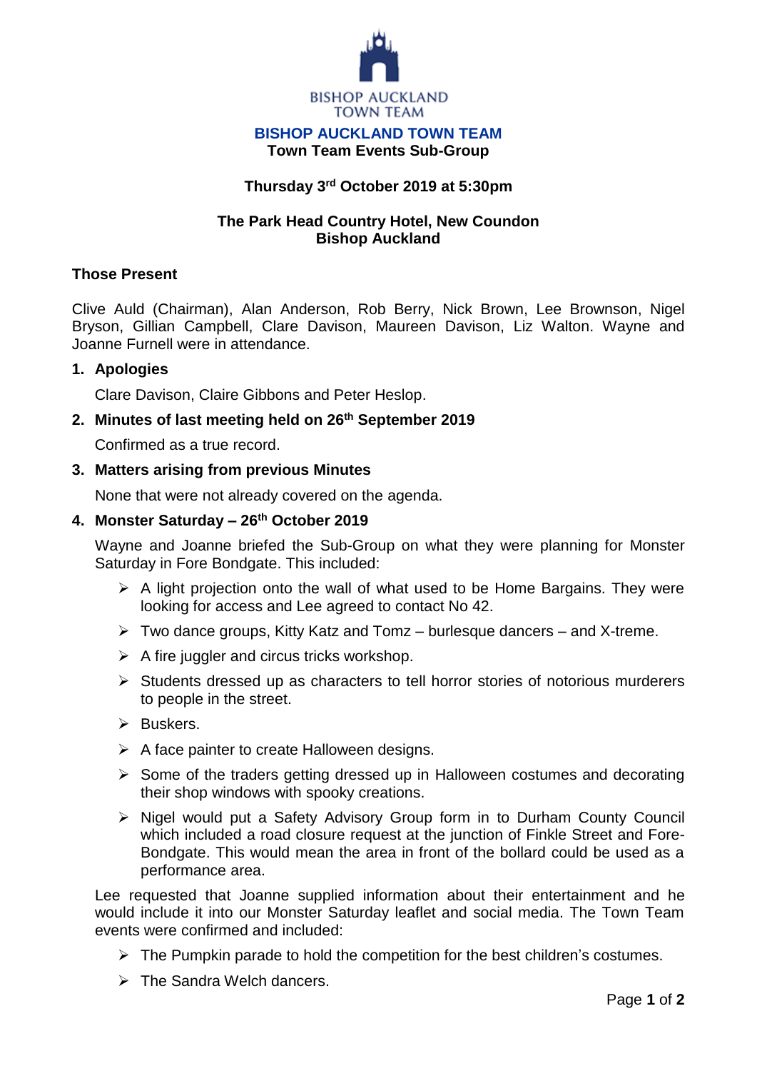BISHOP AUCKLAND TOWN TEAM

# BISHOP AUCKLAND TOWN TEAM

## Town Team Events Sub-Group

**Thursday 3rd October 2019 at 5:30pm**

**The Park Head Country Hotel, New Coundon**
**Bishop Auckland**

### Those Present

Clive Auld (Chairman), Alan Anderson, Rob Berry, Nick Brown, Lee Brownson, Nigel Bryson, Gillian Campbell, Clare Davison, Maureen Davison, Liz Walton. Wayne and Joanne Furnell were in attendance.

### 1. Apologies

Clare Davison, Claire Gibbons and Peter Heslop.

### 2. Minutes of last meeting held on 26th September 2019

Confirmed as a true record.

### 3. Matters arising from previous Minutes

None that were not already covered on the agenda.

### 4. Monster Saturday – 26th October 2019

Wayne and Joanne briefed the Sub-Group on what they were planning for Monster Saturday in Fore Bondgate. This included:

- A light projection onto the wall of what used to be Home Bargains. They were looking for access and Lee agreed to contact No 42.
- Two dance groups, Kitty Katz and Tomz – burlesque dancers – and X-treme.
- A fire juggler and circus tricks workshop.
- Students dressed up as characters to tell horror stories of notorious murderers to people in the street.
- Buskers.
- A face painter to create Halloween designs.
- Some of the traders getting dressed up in Halloween costumes and decorating their shop windows with spooky creations.
- Nigel would put a Safety Advisory Group form in to Durham County Council which included a road closure request at the junction of Finkle Street and Fore-Bondgate. This would mean the area in front of the bollard could be used as a performance area.

Lee requested that Joanne supplied information about their entertainment and he would include it into our Monster Saturday leaflet and social media. The Town Team events were confirmed and included:

- The Pumpkin parade to hold the competition for the best children's costumes.
- The Sandra Welch dancers.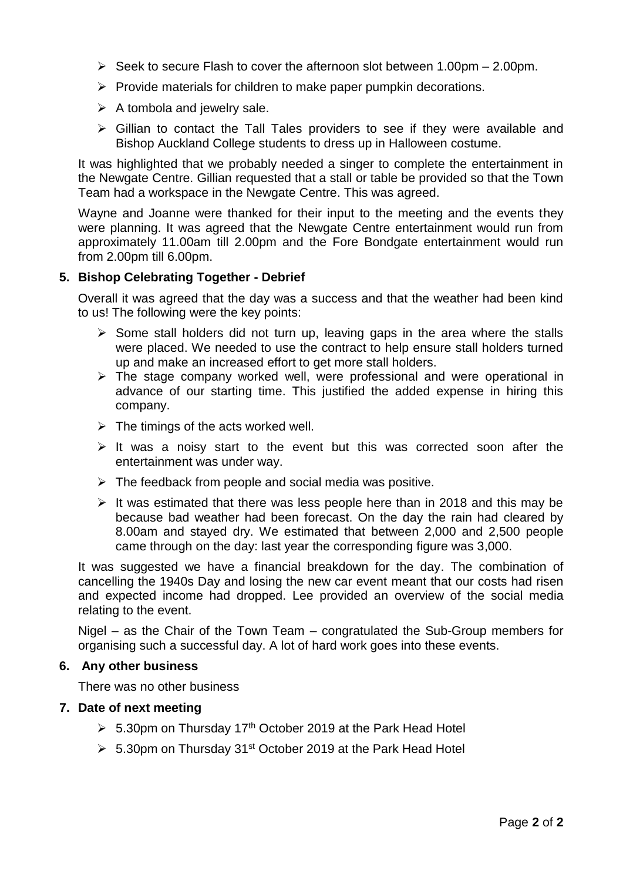- Seek to secure Flash to cover the afternoon slot between 1.00pm – 2.00pm.
- Provide materials for children to make paper pumpkin decorations.
- A tombola and jewelry sale.
- Gillian to contact the Tall Tales providers to see if they were available and Bishop Auckland College students to dress up in Halloween costume.

It was highlighted that we probably needed a singer to complete the entertainment in the Newgate Centre. Gillian requested that a stall or table be provided so that the Town Team had a workspace in the Newgate Centre. This was agreed.

Wayne and Joanne were thanked for their input to the meeting and the events they were planning. It was agreed that the Newgate Centre entertainment would run from approximately 11.00am till 2.00pm and the Fore Bondgate entertainment would run from 2.00pm till 6.00pm.

**5. Bishop Celebrating Together - Debrief**

Overall it was agreed that the day was a success and that the weather had been kind to us! The following were the key points:

- Some stall holders did not turn up, leaving gaps in the area where the stalls were placed. We needed to use the contract to help ensure stall holders turned up and make an increased effort to get more stall holders.
- The stage company worked well, were professional and were operational in advance of our starting time. This justified the added expense in hiring this company.
- The timings of the acts worked well.
- It was a noisy start to the event but this was corrected soon after the entertainment was under way.
- The feedback from people and social media was positive.
- It was estimated that there was less people here than in 2018 and this may be because bad weather had been forecast. On the day the rain had cleared by 8.00am and stayed dry. We estimated that between 2,000 and 2,500 people came through on the day: last year the corresponding figure was 3,000.

It was suggested we have a financial breakdown for the day. The combination of cancelling the 1940s Day and losing the new car event meant that our costs had risen and expected income had dropped. Lee provided an overview of the social media relating to the event.

Nigel – as the Chair of the Town Team – congratulated the Sub-Group members for organising such a successful day. A lot of hard work goes into these events.

**6. Any other business**

There was no other business

**7. Date of next meeting**

- 5.30pm on Thursday 17th October 2019 at the Park Head Hotel
- 5.30pm on Thursday 31st October 2019 at the Park Head Hotel